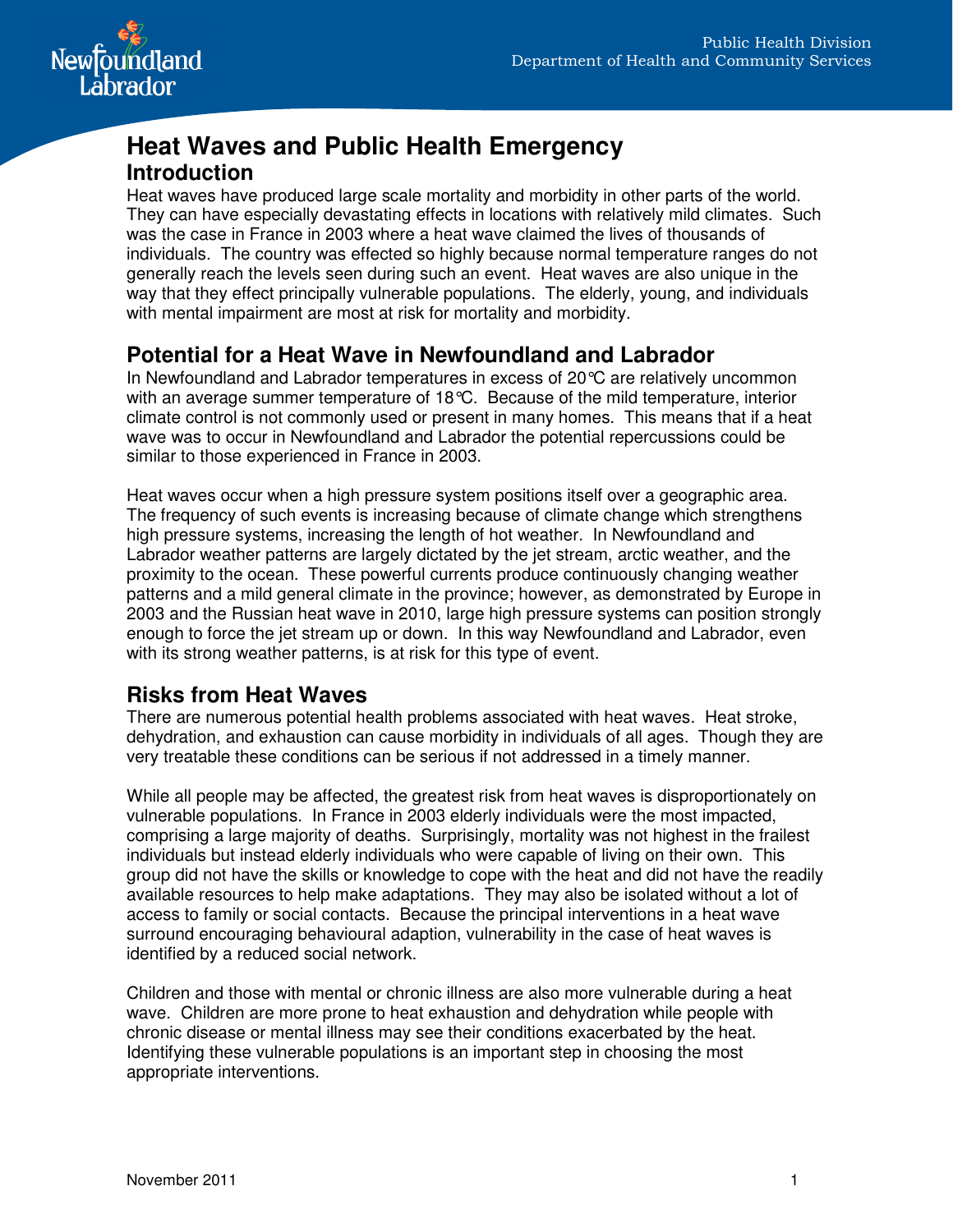# Heat Waves and Public Health Emergency

## Introduction

Heat waves have produced large scale mortality and morbidity in other parts of the world. They can have especially devastating effects in locations with relatively mild climates. Such was the case in France in 2003 where a heat wave claimed the lives of thousands of individuals. The country was effected so highly because normal temperature ranges do not generally reach the levels seen during such an event. Heat waves are also unique in the way that they effect principally vulnerable populations. The elderly, young, and individuals with mental impairment are most at risk for mortality and morbidity.

## Potential for a Heat Wave in Newfoundland and Labrador

In Newfoundland and Labrador temperatures in excess of 20°C are relatively uncommon with an average summer temperature of 18°C. Because of the mild temperature, interior climate control is not commonly used or present in many homes. This means that if a heat wave was to occur in Newfoundland and Labrador the potential repercussions could be similar to those experienced in France in 2003.

Heat waves occur when a high pressure system positions itself over a geographic area. The frequency of such events is increasing because of climate change which strengthens high pressure systems, increasing the length of hot weather. In Newfoundland and Labrador weather patterns are largely dictated by the jet stream, arctic weather, and the proximity to the ocean. These powerful currents produce continuously changing weather patterns and a mild general climate in the province; however, as demonstrated by Europe in 2003 and the Russian heat wave in 2010, large high pressure systems can position strongly enough to force the jet stream up or down. In this way Newfoundland and Labrador, even with its strong weather patterns, is at risk for this type of event.

## Risks from Heat Waves

There are numerous potential health problems associated with heat waves. Heat stroke, dehydration, and exhaustion can cause morbidity in individuals of all ages. Though they are very treatable these conditions can be serious if not addressed in a timely manner.

While all people may be affected, the greatest risk from heat waves is disproportionately on vulnerable populations. In France in 2003 elderly individuals were the most impacted, comprising a large majority of deaths. Surprisingly, mortality was not highest in the frailest individuals but instead elderly individuals who were capable of living on their own. This group did not have the skills or knowledge to cope with the heat and did not have the readily available resources to help make adaptations. They may also be isolated without a lot of access to family or social contacts. Because the principal interventions in a heat wave surround encouraging behavioural adaption, vulnerability in the case of heat waves is identified by a reduced social network.

Children and those with mental or chronic illness are also more vulnerable during a heat wave. Children are more prone to heat exhaustion and dehydration while people with chronic disease or mental illness may see their conditions exacerbated by the heat. Identifying these vulnerable populations is an important step in choosing the most appropriate interventions.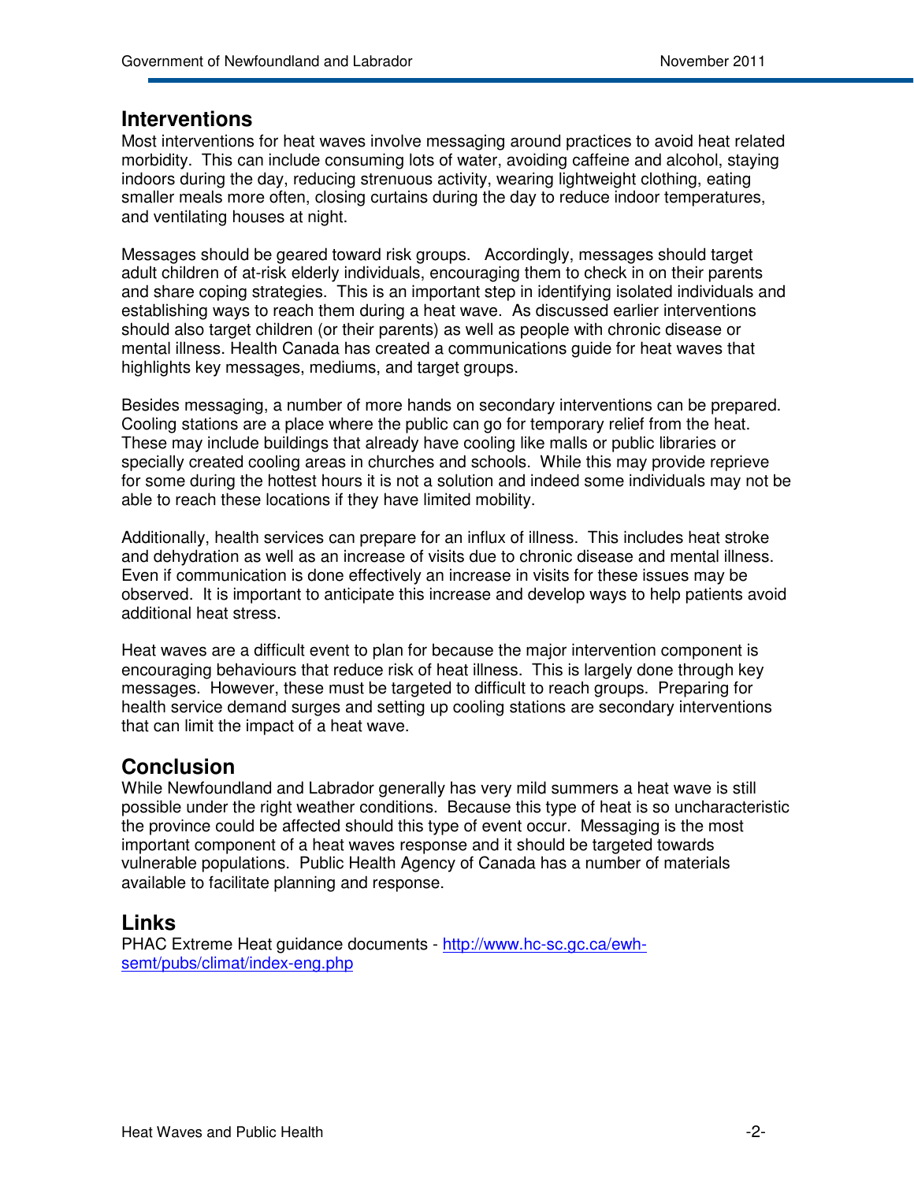## Interventions

Most interventions for heat waves involve messaging around practices to avoid heat related morbidity. This can include consuming lots of water, avoiding caffeine and alcohol, staying indoors during the day, reducing strenuous activity, wearing lightweight clothing, eating smaller meals more often, closing curtains during the day to reduce indoor temperatures, and ventilating houses at night.

Messages should be geared toward risk groups. Accordingly, messages should target adult children of at-risk elderly individuals, encouraging them to check in on their parents and share coping strategies. This is an important step in identifying isolated individuals and establishing ways to reach them during a heat wave. As discussed earlier interventions should also target children (or their parents) as well as people with chronic disease or mental illness. Health Canada has created a communications guide for heat waves that highlights key messages, mediums, and target groups.

Besides messaging, a number of more hands on secondary interventions can be prepared. Cooling stations are a place where the public can go for temporary relief from the heat. These may include buildings that already have cooling like malls or public libraries or specially created cooling areas in churches and schools. While this may provide reprieve for some during the hottest hours it is not a solution and indeed some individuals may not be able to reach these locations if they have limited mobility.

Additionally, health services can prepare for an influx of illness. This includes heat stroke and dehydration as well as an increase of visits due to chronic disease and mental illness. Even if communication is done effectively an increase in visits for these issues may be observed. It is important to anticipate this increase and develop ways to help patients avoid additional heat stress.

Heat waves are a difficult event to plan for because the major intervention component is encouraging behaviours that reduce risk of heat illness. This is largely done through key messages. However, these must be targeted to difficult to reach groups. Preparing for health service demand surges and setting up cooling stations are secondary interventions that can limit the impact of a heat wave.

## Conclusion

While Newfoundland and Labrador generally has very mild summers a heat wave is still possible under the right weather conditions. Because this type of heat is so uncharacteristic the province could be affected should this type of event occur. Messaging is the most important component of a heat waves response and it should be targeted towards vulnerable populations. Public Health Agency of Canada has a number of materials available to facilitate planning and response.

## Links

PHAC Extreme Heat guidance documents - [http://www.hc-sc.gc.ca/ewh-semt/pubs/climat/index-eng.php](http://www.hc-sc.gc.ca/ewh-semt/pubs/climat/index-eng.php)